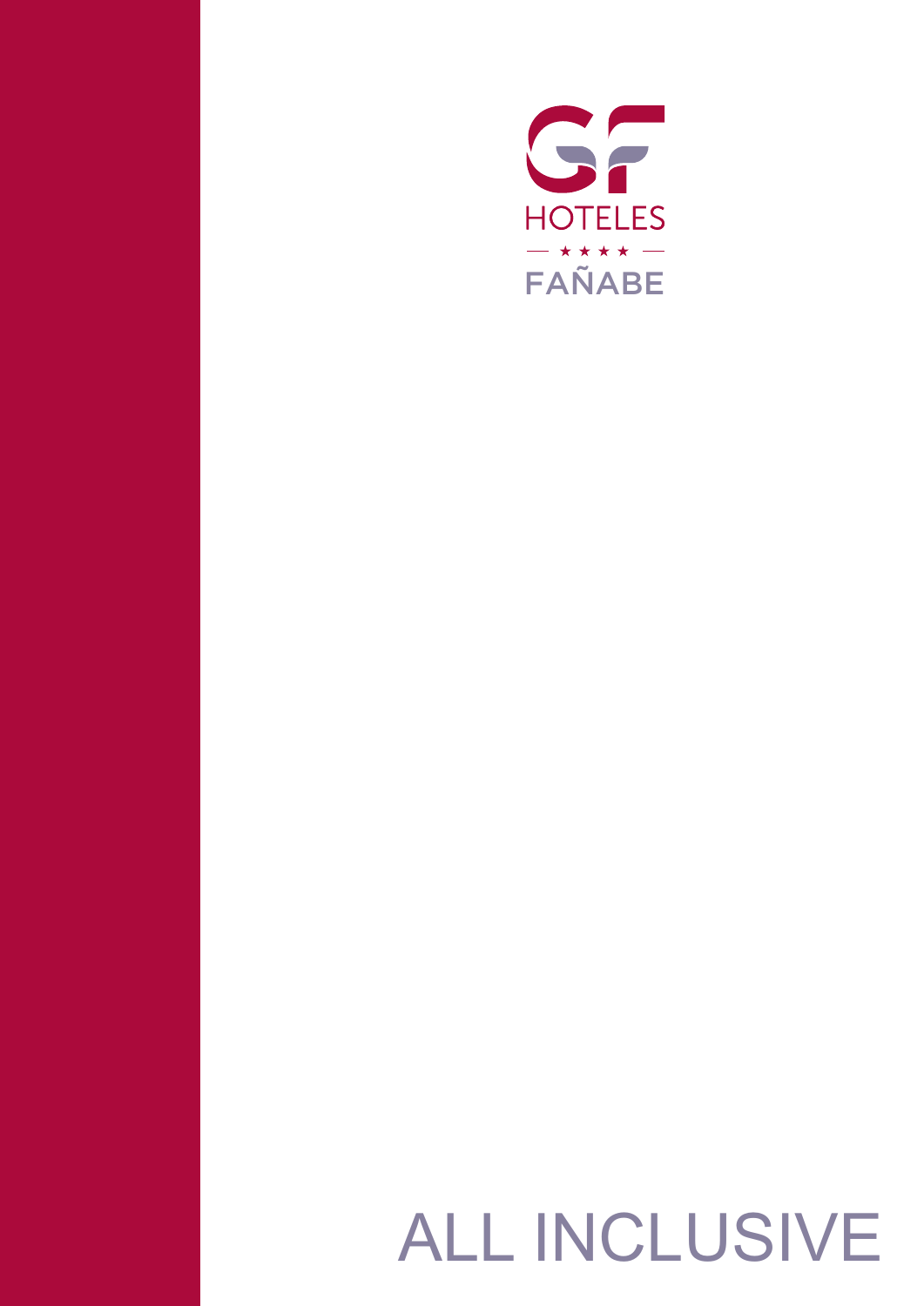GF

HOTELES

★ ★ ★ ★

FAÑABE

# ALL INCLUSIVE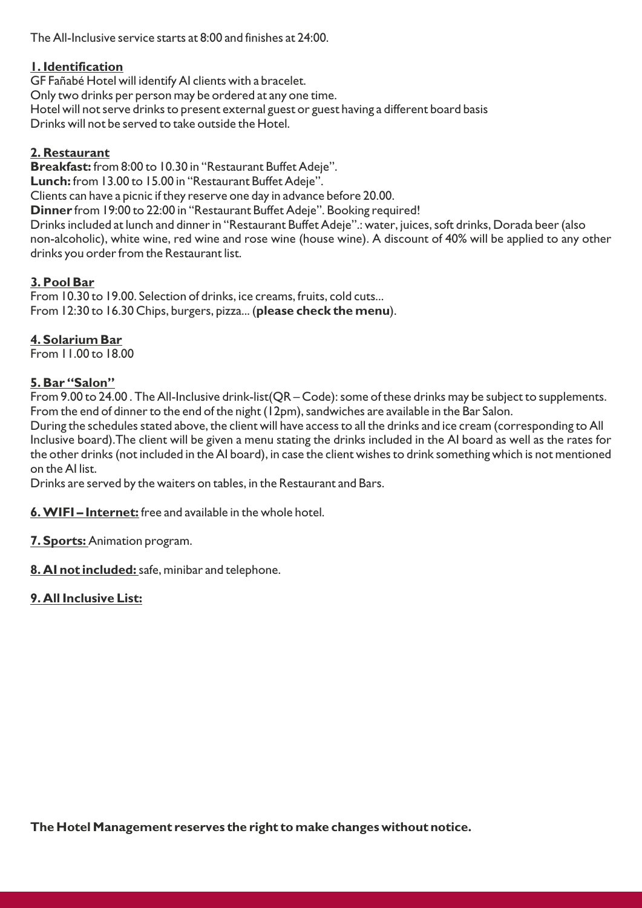The All-Inclusive service starts at 8:00 and finishes at 24:00.

## **1. Identification**

GF Fañabé Hotel will identify AI clients with a bracelet.
Only two drinks per person may be ordered at any one time.
Hotel will not serve drinks to present external guest or guest having a different board basis
Drinks will not be served to take outside the Hotel.

## **2. Restaurant**

**Breakfast:** from 8:00 to 10.30 in "Restaurant Buffet Adeje".
**Lunch:** from 13.00 to 15.00 in "Restaurant Buffet Adeje".
Clients can have a picnic if they reserve one day in advance before 20.00.
**Dinner** from 19:00 to 22:00 in "Restaurant Buffet Adeje". Booking required!
Drinks included at lunch and dinner in "Restaurant Buffet Adeje".: water, juices, soft drinks, Dorada beer (also non-alcoholic), white wine, red wine and rose wine (house wine). A discount of 40% will be applied to any other drinks you order from the Restaurant list.

## **3. Pool Bar**

From 10.30 to 19.00. Selection of drinks, ice creams, fruits, cold cuts...
From 12:30 to 16.30 Chips, burgers, pizza... (**please check the menu**).

## **4. Solarium Bar**

From 11.00 to 18.00

## **5. Bar "Salon"**

From 9.00 to 24.00 . The All-Inclusive drink-list(QR – Code): some of these drinks may be subject to supplements.
From the end of dinner to the end of the night (12pm), sandwiches are available in the Bar Salon.
During the schedules stated above, the client will have access to all the drinks and ice cream (corresponding to All Inclusive board).The client will be given a menu stating the drinks included in the AI board as well as the rates for the other drinks (not included in the AI board), in case the client wishes to drink something which is not mentioned on the AI list.
Drinks are served by the waiters on tables, in the Restaurant and Bars.

**6. WIFI – Internet:** free and available in the whole hotel.

**7. Sports:** Animation program.

**8. AI not included:** safe, minibar and telephone.

**9. All Inclusive List:**

**The Hotel Management reserves the right to make changes without notice.**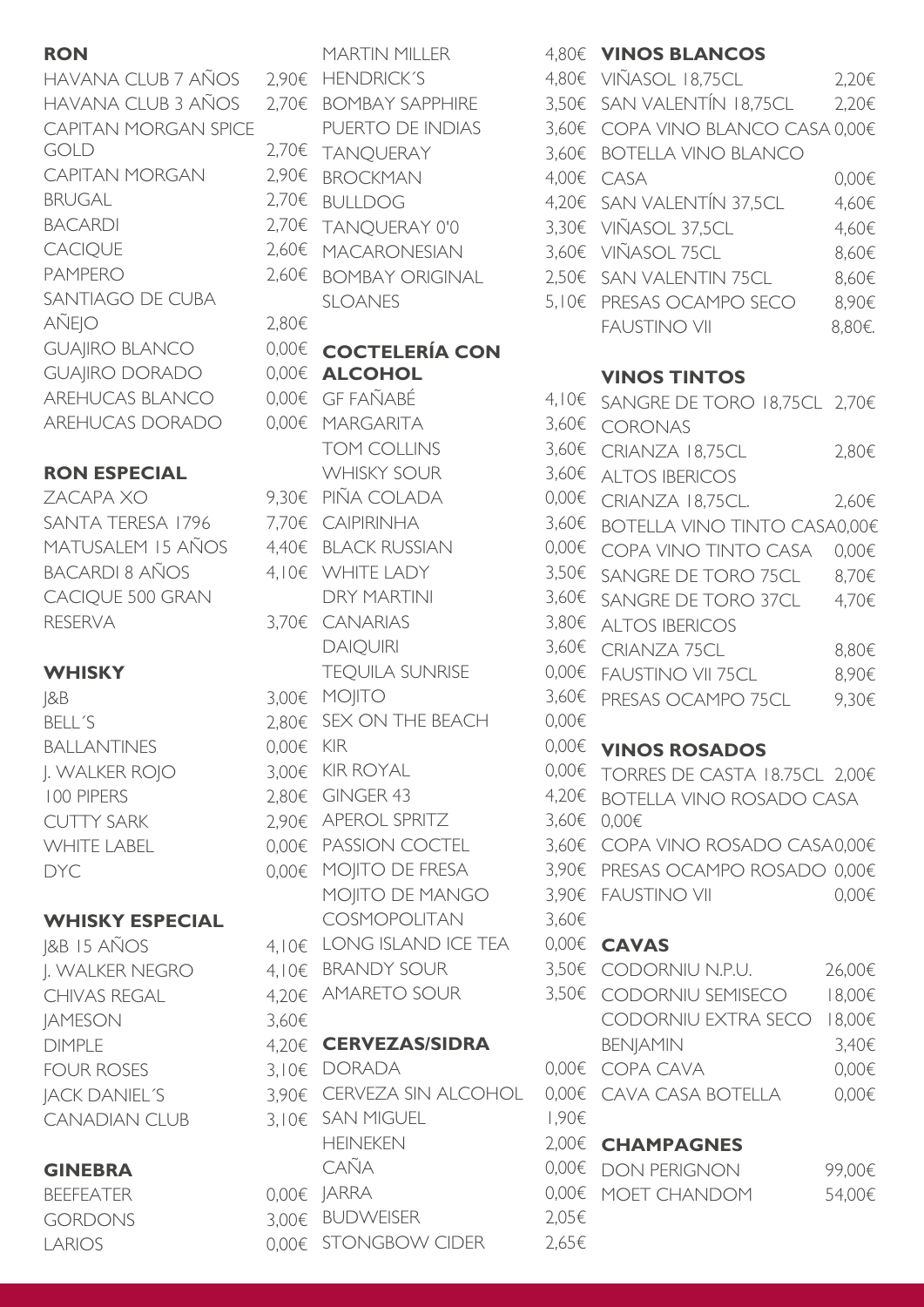## RON

| | |
|---|---|
| HAVANA CLUB 7 AÑOS | 2,90€ |
| HAVANA CLUB 3 AÑOS | 2,70€ |
| CAPITAN MORGAN SPICE GOLD | 2,70€ |
| CAPITAN MORGAN | 2,90€ |
| BRUGAL | 2,70€ |
| BACARDI | 2,70€ |
| CACIQUE | 2,60€ |
| PAMPERO | 2,60€ |
| SANTIAGO DE CUBA AÑEJO | 2,80€ |
| GUAJIRO BLANCO | 0,00€ |
| GUAJIRO DORADO | 0,00€ |
| AREHUCAS BLANCO | 0,00€ |
| AREHUCAS DORADO | 0,00€ |

## RON ESPECIAL

| | |
|---|---|
| ZACAPA XO | 9,30€ |
| SANTA TERESA 1796 | 7,70€ |
| MATUSALEM 15 AÑOS | 4,40€ |
| BACARDI 8 AÑOS | 4,10€ |
| CACIQUE 500 GRAN RESERVA | 3,70€ |

## WHISKY

| | |
|---|---|
| J&B | 3,00€ |
| BELL´S | 2,80€ |
| BALLANTINES | 0,00€ |
| J. WALKER ROJO | 3,00€ |
| 100 PIPERS | 2,80€ |
| CUTTY SARK | 2,90€ |
| WHITE LABEL | 0,00€ |
| DYC | 0,00€ |

## WHISKY ESPECIAL

| | |
|---|---|
| J&B 15 AÑOS | 4,10€ |
| J. WALKER NEGRO | 4,10€ |
| CHIVAS REGAL | 4,20€ |
| JAMESON | 3,60€ |
| DIMPLE | 4,20€ |
| FOUR ROSES | 3,10€ |
| JACK DANIEL´S | 3,90€ |
| CANADIAN CLUB | 3,10€ |

## GINEBRA

| | |
|---|---|
| BEEFEATER | 0,00€ |
| GORDONS | 3,00€ |
| LARIOS | 0,00€ |
| MARTIN MILLER | 4,80€ |
| HENDRICK´S | 4,80€ |
| BOMBAY SAPPHIRE | 3,50€ |
| PUERTO DE INDIAS | 3,60€ |
| TANQUERAY | 3,60€ |
| BROCKMAN | 4,00€ |
| BULLDOG | 4,20€ |
| TANQUERAY 0'0 | 3,30€ |
| MACARONESIAN | 3,60€ |
| BOMBAY ORIGINAL | 2,50€ |
| SLOANES | 5,10€ |

## COCTELERÍA CON ALCOHOL

| | |
|---|---|
| GF FAÑABÉ | 4,10€ |
| MARGARITA | 3,60€ |
| TOM COLLINS | 3,60€ |
| WHISKY SOUR | 3,60€ |
| PIÑA COLADA | 0,00€ |
| CAIPIRINHA | 3,60€ |
| BLACK RUSSIAN | 0,00€ |
| WHITE LADY | 3,50€ |
| DRY MARTINI | 3,60€ |
| CANARIAS | 3,80€ |
| DAIQUIRI | 3,60€ |
| TEQUILA SUNRISE | 0,00€ |
| MOJITO | 3,60€ |
| SEX ON THE BEACH | 0,00€ |
| KIR | 0,00€ |
| KIR ROYAL | 0,00€ |
| GINGER 43 | 4,20€ |
| APEROL SPRITZ | 3,60€ |
| PASSION COCTEL | 3,60€ |
| MOJITO DE FRESA | 3,90€ |
| MOJITO DE MANGO | 3,90€ |
| COSMOPOLITAN | 3,60€ |
| LONG ISLAND ICE TEA | 0,00€ |
| BRANDY SOUR | 3,50€ |
| AMARETO SOUR | 3,50€ |

## CERVEZAS/SIDRA

| | |
|---|---|
| DORADA | 0,00€ |
| CERVEZA SIN ALCOHOL | 0,00€ |
| SAN MIGUEL | 1,90€ |
| HEINEKEN | 2,00€ |
| CAÑA | 0,00€ |
| JARRA | 0,00€ |
| BUDWEISER | 2,05€ |
| STONGBOW CIDER | 2,65€ |

## VINOS BLANCOS

| | |
|---|---|
| VIÑASOL 18,75CL | 2,20€ |
| SAN VALENTÍN 18,75CL | 2,20€ |
| COPA VINO BLANCO CASA | 0,00€ |
| BOTELLA VINO BLANCO CASA | 0,00€ |
| SAN VALENTÍN 37,5CL | 4,60€ |
| VIÑASOL 37,5CL | 4,60€ |
| VIÑASOL 75CL | 8,60€ |
| SAN VALENTIN 75CL | 8,60€ |
| PRESAS OCAMPO SECO | 8,90€ |
| FAUSTINO VII | 8,80€. |

## VINOS TINTOS

| | |
|---|---|
| SANGRE DE TORO 18,75CL | 2,70€ |
| CORONAS CRIANZA 18,75CL | 2,80€ |
| ALTOS IBERICOS CRIANZA 18,75CL. | 2,60€ |
| BOTELLA VINO TINTO CASA | 0,00€ |
| COPA VINO TINTO CASA | 0,00€ |
| SANGRE DE TORO 75CL | 8,70€ |
| SANGRE DE TORO 37CL | 4,70€ |
| ALTOS IBERICOS CRIANZA 75CL | 8,80€ |
| FAUSTINO VII 75CL | 8,90€ |
| PRESAS OCAMPO 75CL | 9,30€ |

## VINOS ROSADOS

| | |
|---|---|
| TORRES DE CASTA 18.75CL | 2,00€ |
| BOTELLA VINO ROSADO CASA | 0,00€ |
| COPA VINO ROSADO CASA | 0,00€ |
| PRESAS OCAMPO ROSADO | 0,00€ |
| FAUSTINO VII | 0,00€ |

## CAVAS

| | |
|---|---|
| CODORNIU N.P.U. | 26,00€ |
| CODORNIU SEMISECO | 18,00€ |
| CODORNIU EXTRA SECO | 18,00€ |
| BENJAMIN | 3,40€ |
| COPA CAVA | 0,00€ |
| CAVA CASA BOTELLA | 0,00€ |

## CHAMPAGNES

| | |
|---|---|
| DON PERIGNON | 99,00€ |
| MOET CHANDOM | 54,00€ |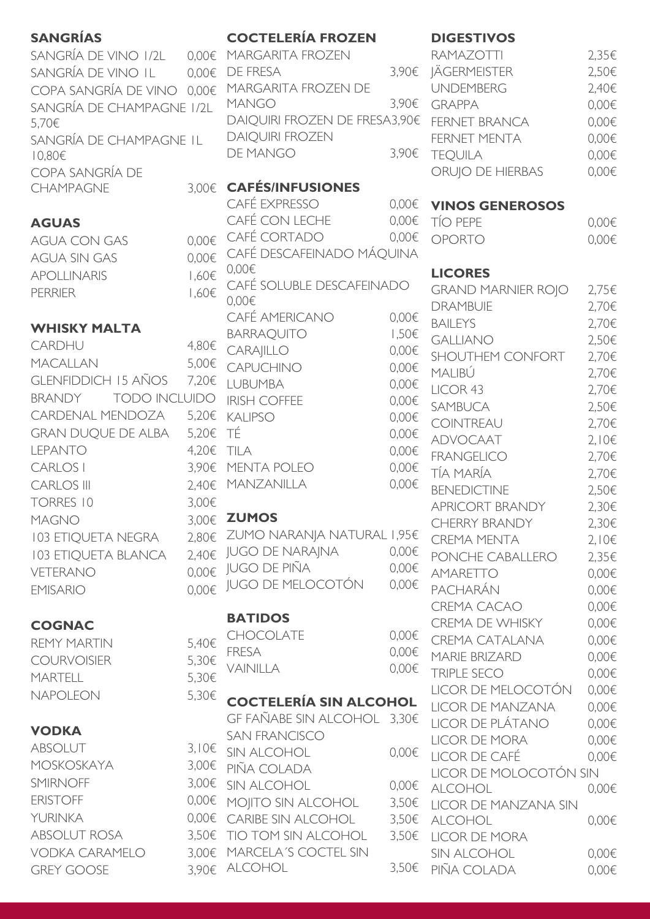## SANGRÍAS

| | |
|---|---|
| SANGRÍA DE VINO 1/2L | 0,00€ |
| SANGRÍA DE VINO 1L | 0,00€ |
| COPA SANGRÍA DE VINO | 0,00€ |
| SANGRÍA DE CHAMPAGNE 1/2L | 5,70€ |
| SANGRÍA DE CHAMPAGNE 1L | 10,80€ |
| COPA SANGRÍA DE CHAMPAGNE | 3,00€ |

## AGUAS

| | |
|---|---|
| AGUA CON GAS | 0,00€ |
| AGUA SIN GAS | 0,00€ |
| APOLLINARIS | 1,60€ |
| PERRIER | 1,60€ |

## WHISKY MALTA

| | |
|---|---|
| CARDHU | 4,80€ |
| MACALLAN | 5,00€ |
| GLENFIDDICH 15 AÑOS | 7,20€ |

BRANDY TODO INCLUIDO

| | |
|---|---|
| CARDENAL MENDOZA | 5,20€ |
| GRAN DUQUE DE ALBA | 5,20€ |
| LEPANTO | 4,20€ |
| CARLOS I | 3,90€ |
| CARLOS III | 2,40€ |
| TORRES 10 | 3,00€ |
| MAGNO | 3,00€ |
| 103 ETIQUETA NEGRA | 2,80€ |
| 103 ETIQUETA BLANCA | 2,40€ |
| VETERANO | 0,00€ |
| EMISARIO | 0,00€ |

## COGNAC

| | |
|---|---|
| REMY MARTIN | 5,40€ |
| COURVOISIER | 5,30€ |
| MARTELL | 5,30€ |
| NAPOLEON | 5,30€ |

## VODKA

| | |
|---|---|
| ABSOLUT | 3,10€ |
| MOSKOSKAYA | 3,00€ |
| SMIRNOFF | 3,00€ |
| ERISTOFF | 0,00€ |
| YURINKA | 0,00€ |
| ABSOLUT ROSA | 3,50€ |
| VODKA CARAMELO | 3,00€ |
| GREY GOOSE | 3,90€ |

## COCTELERÍA FROZEN

| | |
|---|---|
| MARGARITA FROZEN DE FRESA | 3,90€ |
| MARGARITA FROZEN DE MANGO | 3,90€ |
| DAIQUIRI FROZEN DE FRESA | 3,90€ |
| DAIQUIRI FROZEN DE MANGO | 3,90€ |

## CAFÉS/INFUSIONES

| | |
|---|---|
| CAFÉ EXPRESSO | 0,00€ |
| CAFÉ CON LECHE | 0,00€ |
| CAFÉ CORTADO | 0,00€ |
| CAFÉ DESCAFEINADO MÁQUINA | 0,00€ |
| CAFÉ SOLUBLE DESCAFEINADO | 0,00€ |
| CAFÉ AMERICANO | 0,00€ |
| BARRAQUITO | 1,50€ |
| CARAJILLO | 0,00€ |
| CAPUCHINO | 0,00€ |
| LUBUMBA | 0,00€ |
| IRISH COFFEE | 0,00€ |
| KALIPSO | 0,00€ |
| TÉ | 0,00€ |
| TILA | 0,00€ |
| MENTA POLEO | 0,00€ |
| MANZANILLA | 0,00€ |

## ZUMOS

| | |
|---|---|
| ZUMO NARANJA NATURAL | 1,95€ |
| JUGO DE NARAJNA | 0,00€ |
| JUGO DE PIÑA | 0,00€ |
| JUGO DE MELOCOTÓN | 0,00€ |

## BATIDOS

| | |
|---|---|
| CHOCOLATE | 0,00€ |
| FRESA | 0,00€ |
| VAINILLA | 0,00€ |

## COCTELERÍA SIN ALCOHOL

| | |
|---|---|
| GF FAÑABE SIN ALCOHOL | 3,30€ |
| SAN FRANCISCO SIN ALCOHOL | 0,00€ |
| PIÑA COLADA SIN ALCOHOL | 0,00€ |
| MOJITO SIN ALCOHOL | 3,50€ |
| CARIBE SIN ALCOHOL | 3,50€ |
| TIO TOM SIN ALCOHOL | 3,50€ |
| MARCELA´S COCTEL SIN ALCOHOL | 3,50€ |

## DIGESTIVOS

| | |
|---|---|
| RAMAZOTTI | 2,35€ |
| JÄGERMEISTER | 2,50€ |
| UNDEMBERG | 2,40€ |
| GRAPPA | 0,00€ |
| FERNET BRANCA | 0,00€ |
| FERNET MENTA | 0,00€ |
| TEQUILA | 0,00€ |
| ORUJO DE HIERBAS | 0,00€ |

## VINOS GENEROSOS

| | |
|---|---|
| TÍO PEPE | 0,00€ |
| OPORTO | 0,00€ |

## LICORES

| | |
|---|---|
| GRAND MARNIER ROJO | 2,75€ |
| DRAMBUIE | 2,70€ |
| BAILEYS | 2,70€ |
| GALLIANO | 2,50€ |
| SHOUTHEM CONFORT | 2,70€ |
| MALIBÚ | 2,70€ |
| LICOR 43 | 2,70€ |
| SAMBUCA | 2,50€ |
| COINTREAU | 2,70€ |
| ADVOCAAT | 2,10€ |
| FRANGELICO | 2,70€ |
| TÍA MARÍA | 2,70€ |
| BENEDICTINE | 2,50€ |
| APRICORT BRANDY | 2,30€ |
| CHERRY BRANDY | 2,30€ |
| CREMA MENTA | 2,10€ |
| PONCHE CABALLERO | 2,35€ |
| AMARETTO | 0,00€ |
| PACHARÁN | 0,00€ |
| CREMA CACAO | 0,00€ |
| CREMA DE WHISKY | 0,00€ |
| CREMA CATALANA | 0,00€ |
| MARIE BRIZARD | 0,00€ |
| TRIPLE SECO | 0,00€ |
| LICOR DE MELOCOTÓN | 0,00€ |
| LICOR DE MANZANA | 0,00€ |
| LICOR DE PLÁTANO | 0,00€ |
| LICOR DE MORA | 0,00€ |
| LICOR DE CAFÉ | 0,00€ |
| LICOR DE MOLOCOTÓN SIN ALCOHOL | 0,00€ |
| LICOR DE MANZANA SIN ALCOHOL | 0,00€ |
| LICOR DE MORA SIN ALCOHOL | 0,00€ |
| PIÑA COLADA | 0,00€ |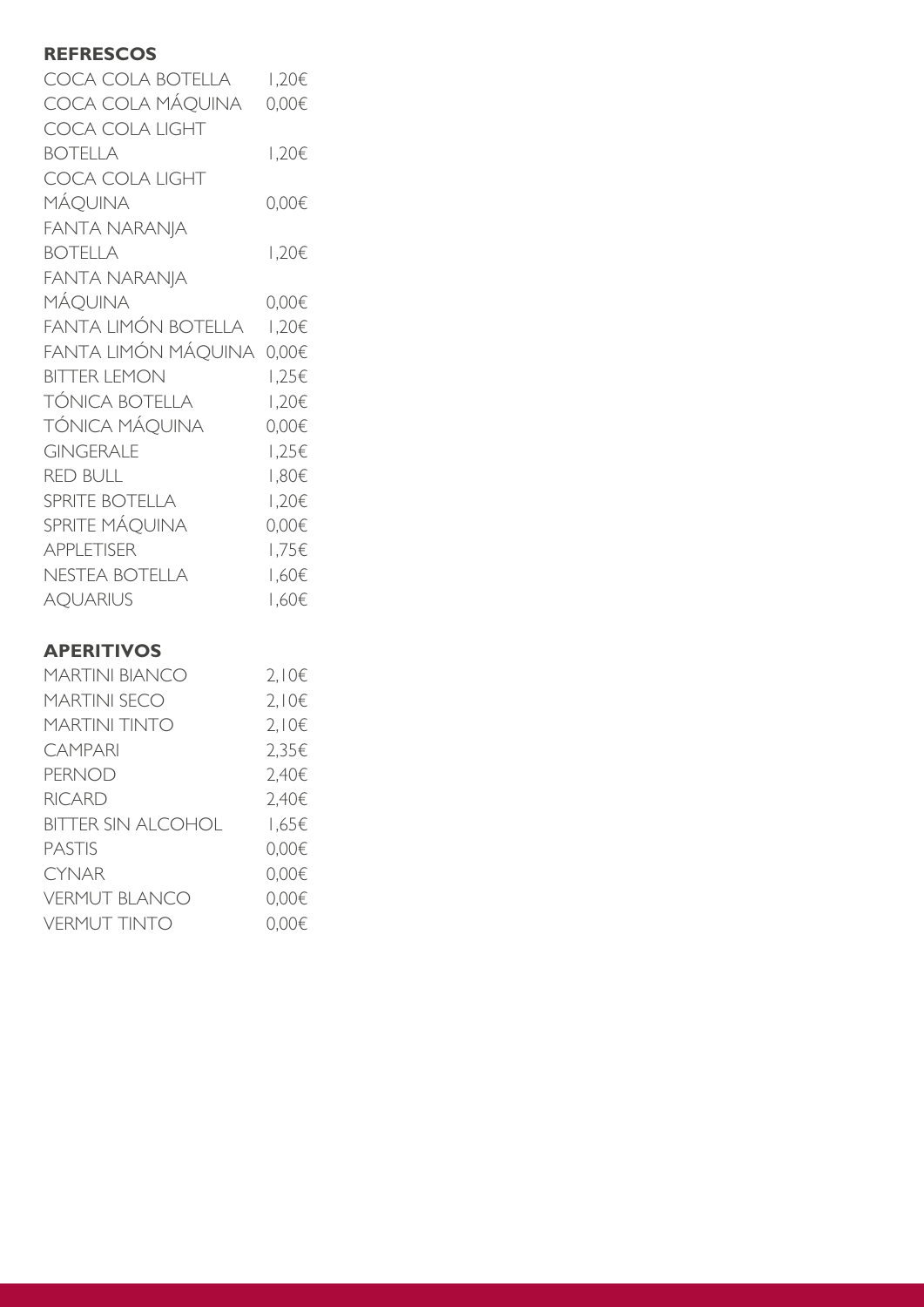## REFRESCOS

| | |
|---|---|
| COCA COLA BOTELLA | 1,20€ |
| COCA COLA MÁQUINA | 0,00€ |
| COCA COLA LIGHT BOTELLA | 1,20€ |
| COCA COLA LIGHT MÁQUINA | 0,00€ |
| FANTA NARANJA BOTELLA | 1,20€ |
| FANTA NARANJA MÁQUINA | 0,00€ |
| FANTA LIMÓN BOTELLA | 1,20€ |
| FANTA LIMÓN MÁQUINA | 0,00€ |
| BITTER LEMON | 1,25€ |
| TÓNICA BOTELLA | 1,20€ |
| TÓNICA MÁQUINA | 0,00€ |
| GINGERALE | 1,25€ |
| RED BULL | 1,80€ |
| SPRITE BOTELLA | 1,20€ |
| SPRITE MÁQUINA | 0,00€ |
| APPLETISER | 1,75€ |
| NESTEA BOTELLA | 1,60€ |
| AQUARIUS | 1,60€ |

## APERITIVOS

| | |
|---|---|
| MARTINI BIANCO | 2,10€ |
| MARTINI SECO | 2,10€ |
| MARTINI TINTO | 2,10€ |
| CAMPARI | 2,35€ |
| PERNOD | 2,40€ |
| RICARD | 2,40€ |
| BITTER SIN ALCOHOL | 1,65€ |
| PASTIS | 0,00€ |
| CYNAR | 0,00€ |
| VERMUT BLANCO | 0,00€ |
| VERMUT TINTO | 0,00€ |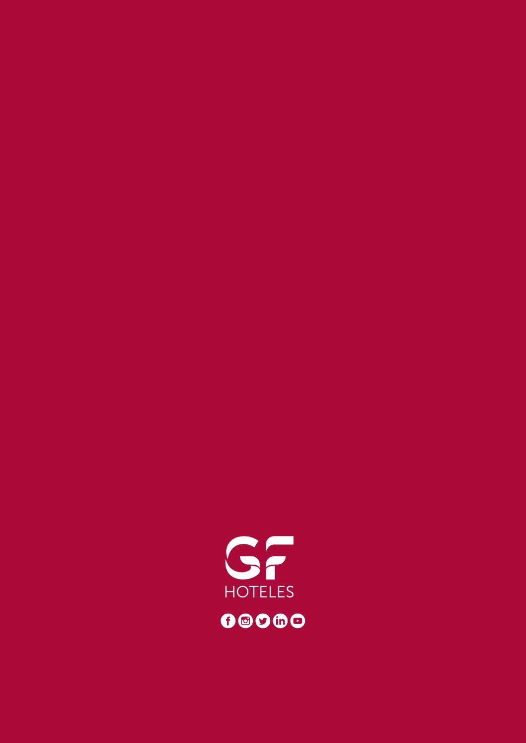GF

HOTELES